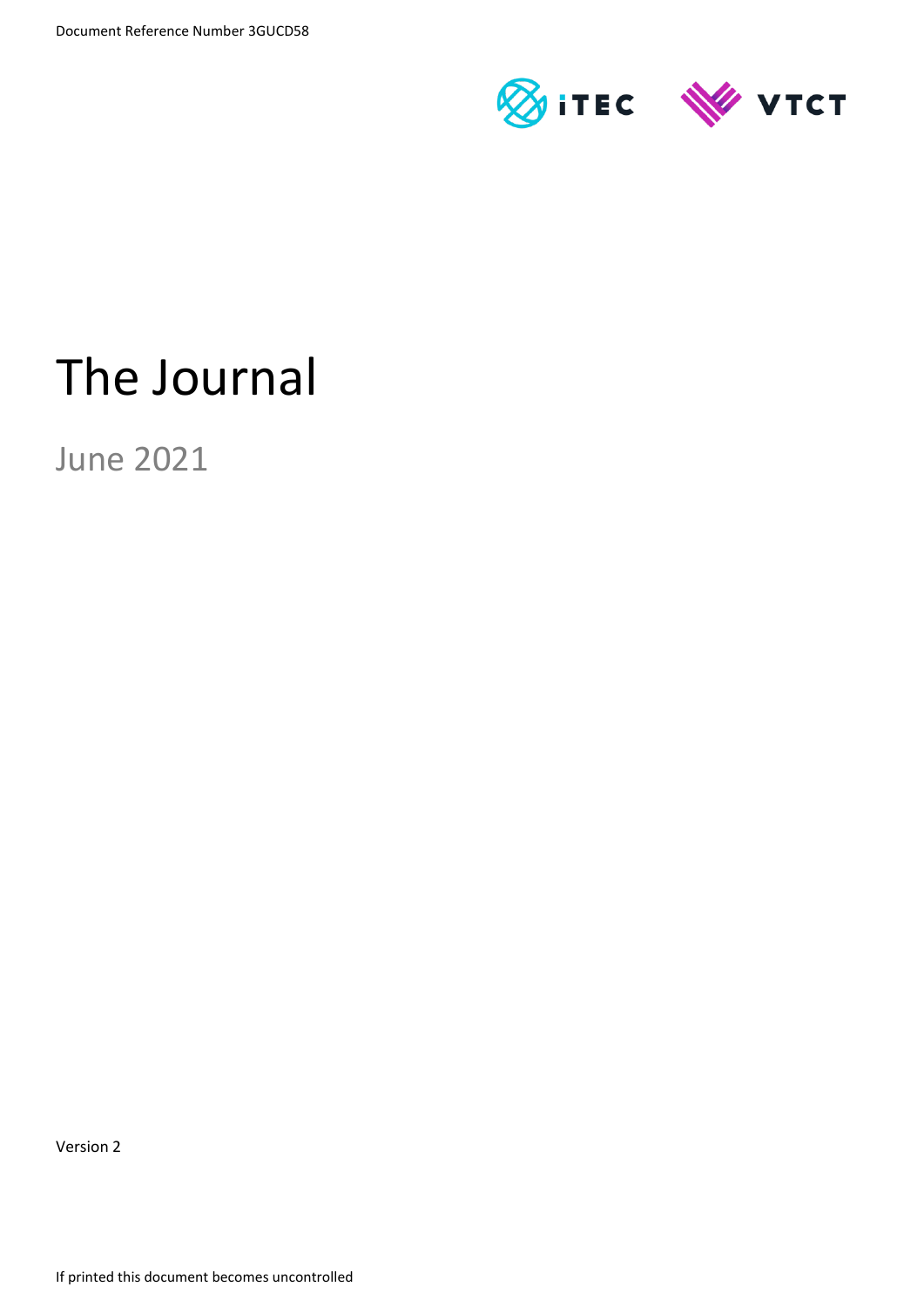Document Reference Number 3GUCD58

# The Journal

## June 2021

Version 2

If printed this document becomes uncontrolled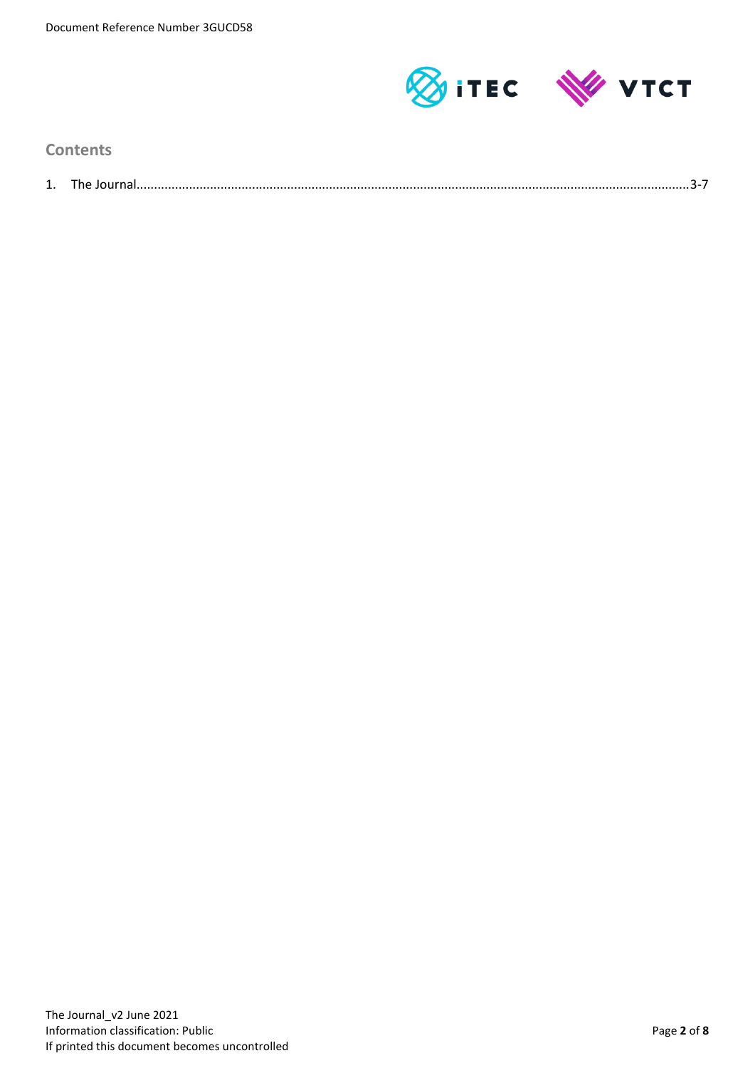## Contents

1. The Journal......................................................................................................3-7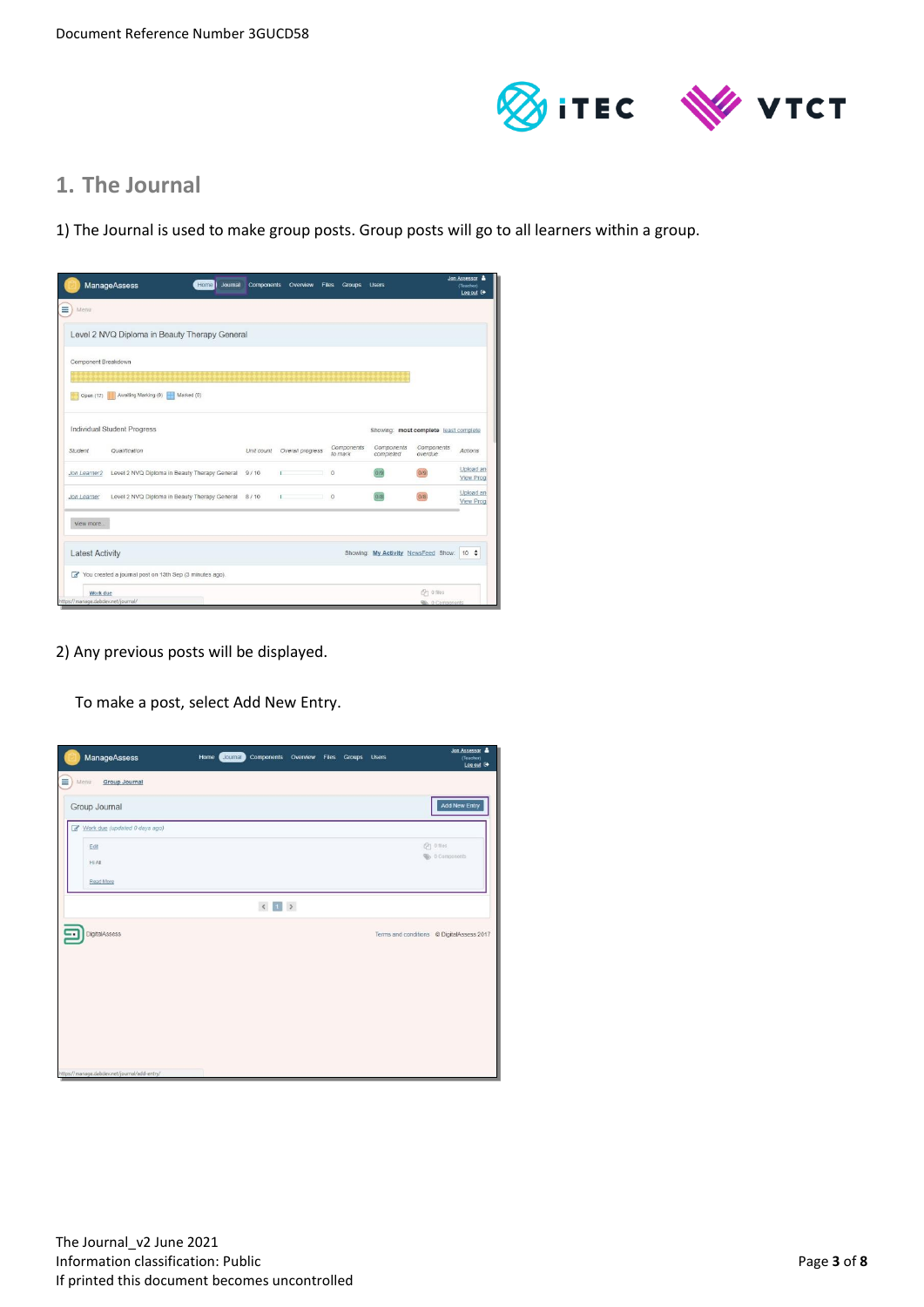# 1. The Journal

1) The Journal is used to make group posts. Group posts will go to all learners within a group.

2) Any previous posts will be displayed.

To make a post, select Add New Entry.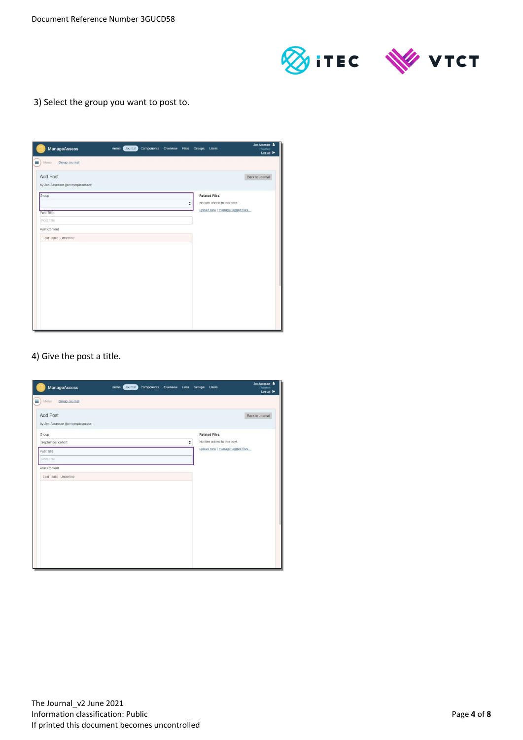3) Select the group you want to post to.

4) Give the post a title.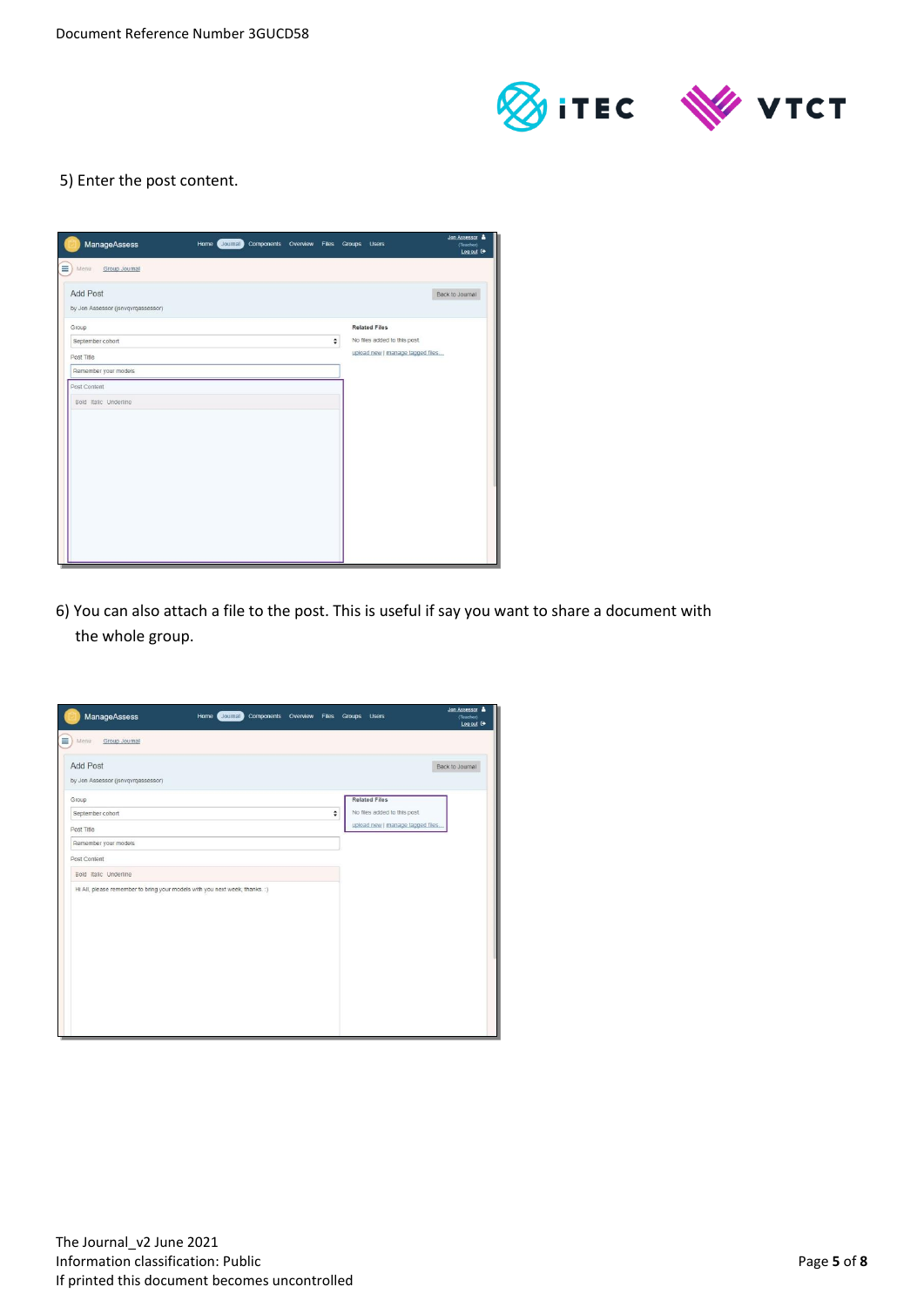5) Enter the post content.

6) You can also attach a file to the post. This is useful if say you want to share a document with the whole group.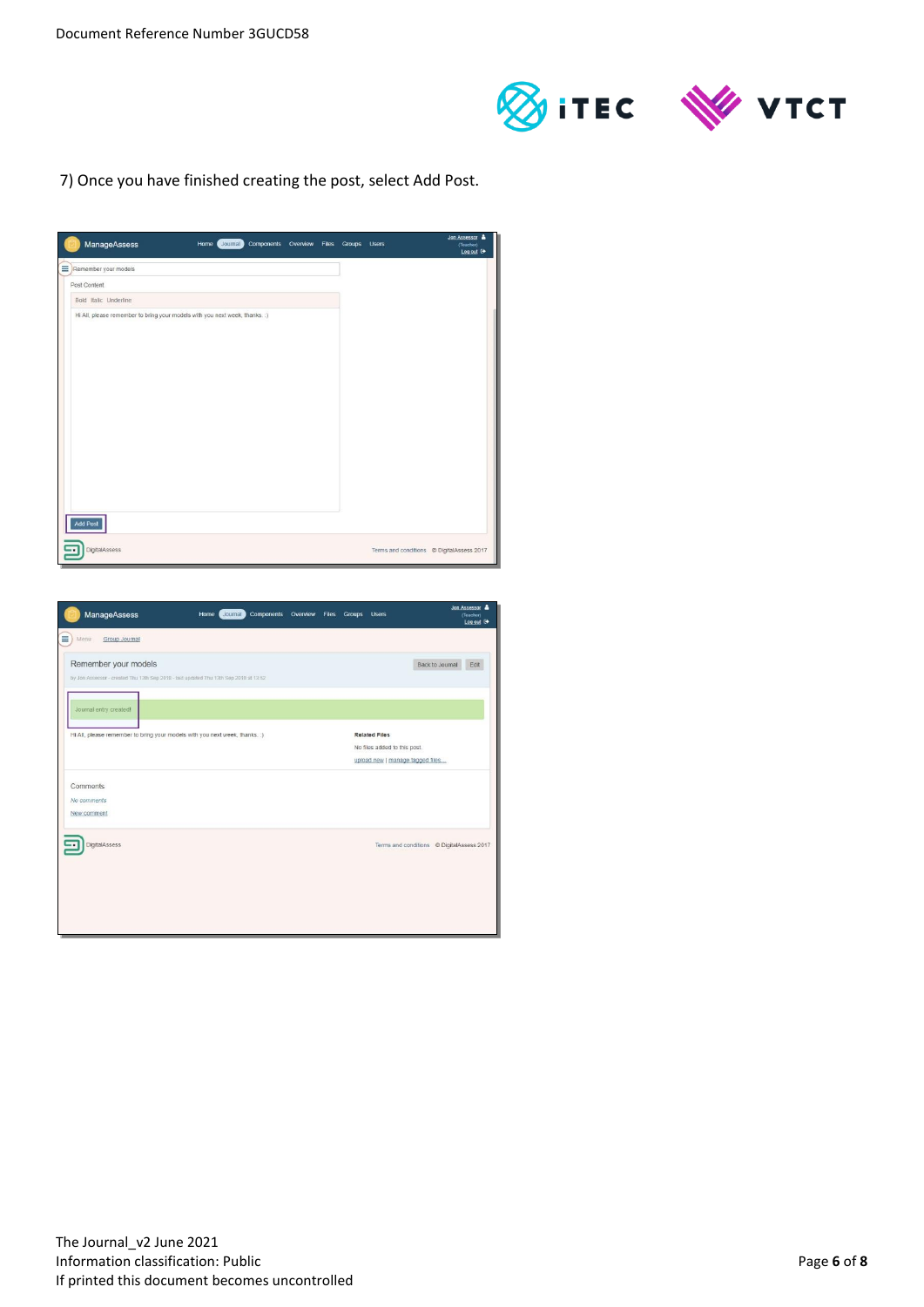7) Once you have finished creating the post, select Add Post.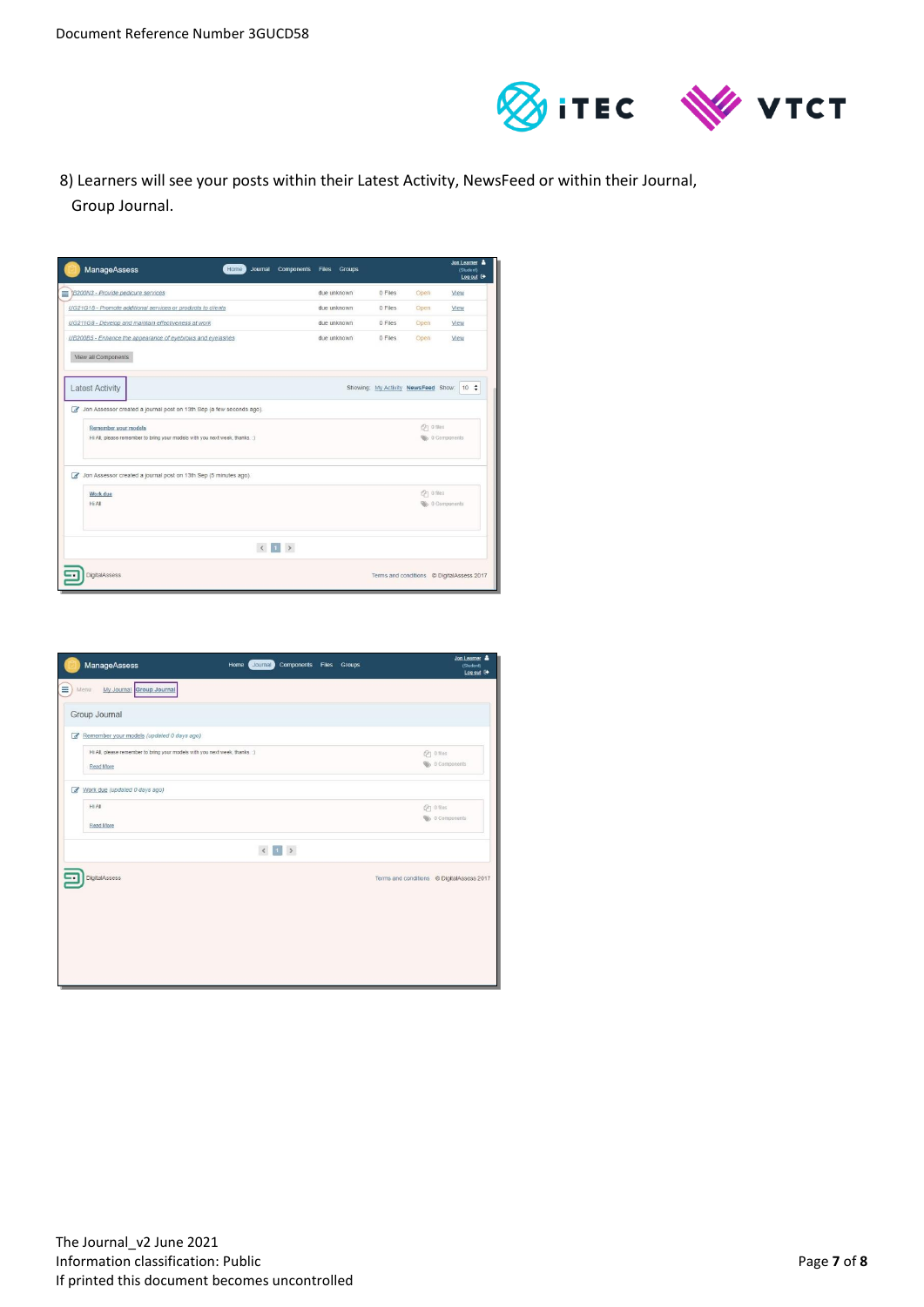8) Learners will see your posts within their Latest Activity, NewsFeed or within their Journal, Group Journal.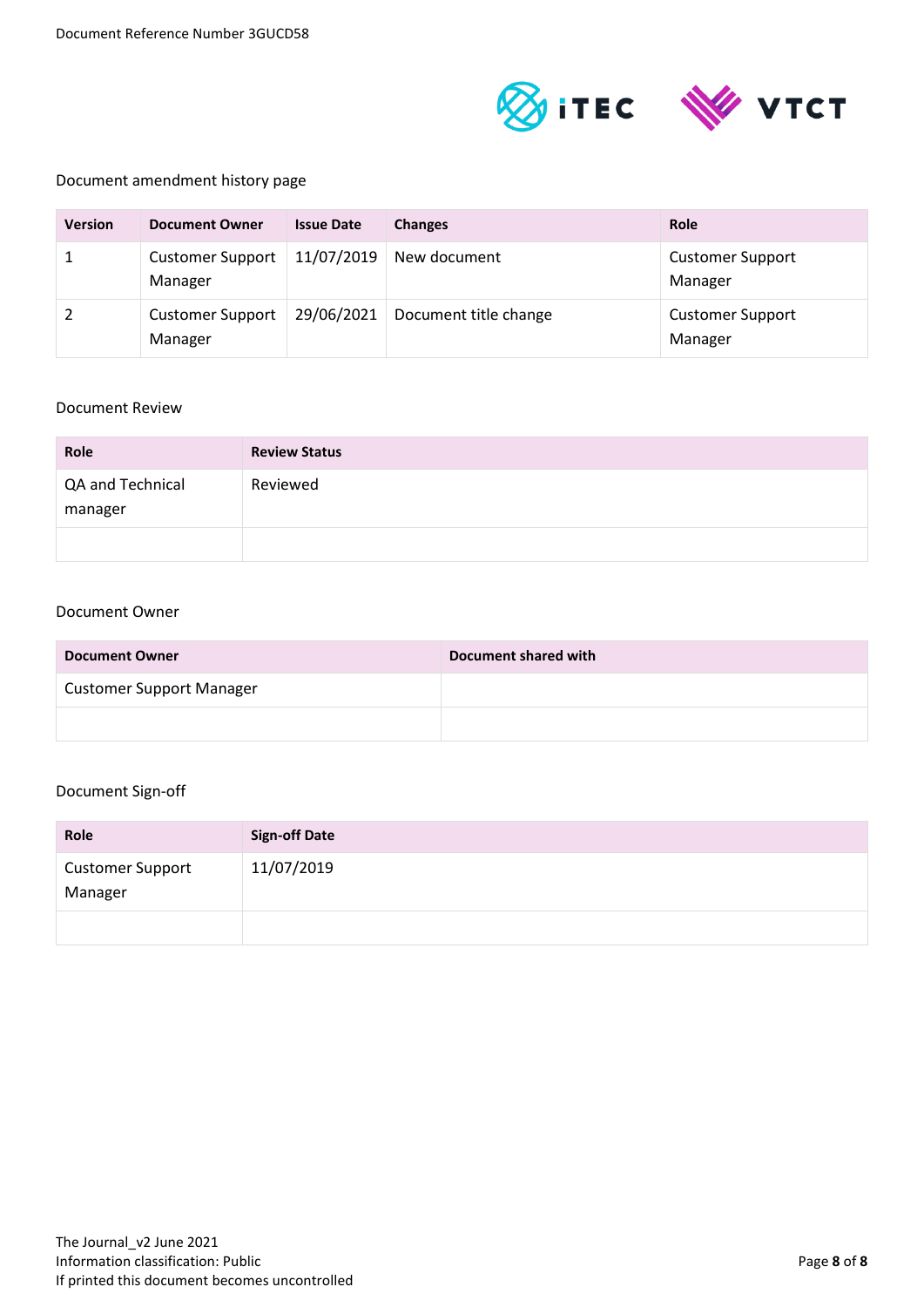Document amendment history page

| Version | Document Owner | Issue Date | Changes | Role |
| --- | --- | --- | --- | --- |
| 1 | Customer Support Manager | 11/07/2019 | New document | Customer Support Manager |
| 2 | Customer Support Manager | 29/06/2021 | Document title change | Customer Support Manager |

Document Review

| Role | Review Status |
| --- | --- |
| QA and Technical manager | Reviewed |
| | |

Document Owner

| Document Owner | Document shared with |
| --- | --- |
| Customer Support Manager | |
| | |

Document Sign-off

| Role | Sign-off Date |
| --- | --- |
| Customer Support Manager | 11/07/2019 |
| | |